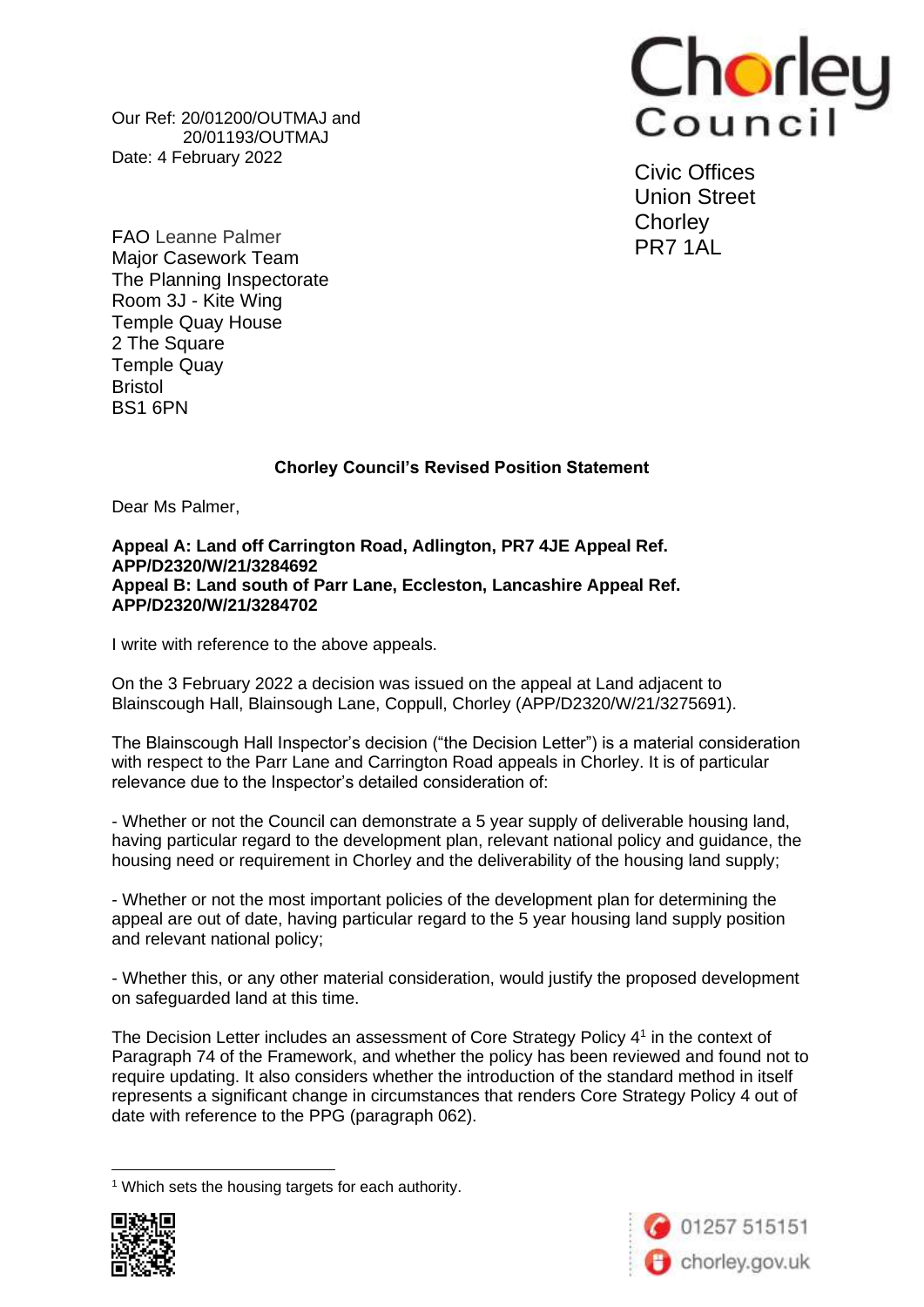Our Ref: 20/01200/OUTMAJ and
20/01193/OUTMAJ
Date: 4 February 2022

Chorley Council

Civic Offices
Union Street
Chorley
PR7 1AL

FAO Leanne Palmer
Major Casework Team
The Planning Inspectorate
Room 3J - Kite Wing
Temple Quay House
2 The Square
Temple Quay
Bristol
BS1 6PN

**Chorley Council's Revised Position Statement**

Dear Ms Palmer,

**Appeal A: Land off Carrington Road, Adlington, PR7 4JE Appeal Ref. APP/D2320/W/21/3284692**
**Appeal B: Land south of Parr Lane, Eccleston, Lancashire Appeal Ref. APP/D2320/W/21/3284702**

I write with reference to the above appeals.

On the 3 February 2022 a decision was issued on the appeal at Land adjacent to Blainscough Hall, Blainsough Lane, Coppull, Chorley (APP/D2320/W/21/3275691).

The Blainscough Hall Inspector's decision ("the Decision Letter") is a material consideration with respect to the Parr Lane and Carrington Road appeals in Chorley. It is of particular relevance due to the Inspector's detailed consideration of:

- Whether or not the Council can demonstrate a 5 year supply of deliverable housing land, having particular regard to the development plan, relevant national policy and guidance, the housing need or requirement in Chorley and the deliverability of the housing land supply;

- Whether or not the most important policies of the development plan for determining the appeal are out of date, having particular regard to the 5 year housing land supply position and relevant national policy;

- Whether this, or any other material consideration, would justify the proposed development on safeguarded land at this time.

The Decision Letter includes an assessment of Core Strategy Policy 4[1] in the context of Paragraph 74 of the Framework, and whether the policy has been reviewed and found not to require updating. It also considers whether the introduction of the standard method in itself represents a significant change in circumstances that renders Core Strategy Policy 4 out of date with reference to the PPG (paragraph 062).

[1] Which sets the housing targets for each authority.

01257 515151
chorley.gov.uk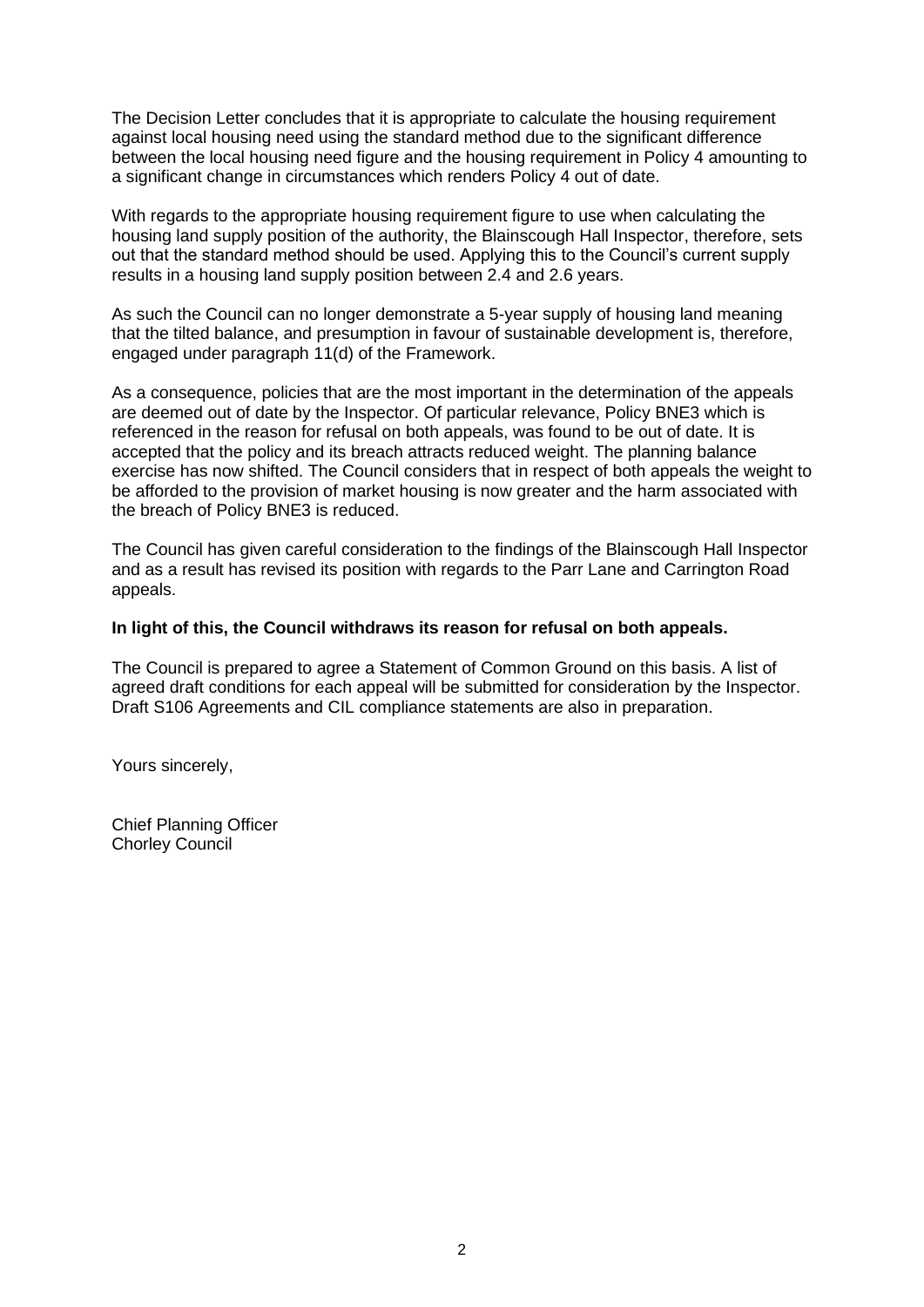The Decision Letter concludes that it is appropriate to calculate the housing requirement against local housing need using the standard method due to the significant difference between the local housing need figure and the housing requirement in Policy 4 amounting to a significant change in circumstances which renders Policy 4 out of date.

With regards to the appropriate housing requirement figure to use when calculating the housing land supply position of the authority, the Blainscough Hall Inspector, therefore, sets out that the standard method should be used. Applying this to the Council's current supply results in a housing land supply position between 2.4 and 2.6 years.

As such the Council can no longer demonstrate a 5-year supply of housing land meaning that the tilted balance, and presumption in favour of sustainable development is, therefore, engaged under paragraph 11(d) of the Framework.

As a consequence, policies that are the most important in the determination of the appeals are deemed out of date by the Inspector. Of particular relevance, Policy BNE3 which is referenced in the reason for refusal on both appeals, was found to be out of date. It is accepted that the policy and its breach attracts reduced weight. The planning balance exercise has now shifted. The Council considers that in respect of both appeals the weight to be afforded to the provision of market housing is now greater and the harm associated with the breach of Policy BNE3 is reduced.

The Council has given careful consideration to the findings of the Blainscough Hall Inspector and as a result has revised its position with regards to the Parr Lane and Carrington Road appeals.

**In light of this, the Council withdraws its reason for refusal on both appeals.**

The Council is prepared to agree a Statement of Common Ground on this basis. A list of agreed draft conditions for each appeal will be submitted for consideration by the Inspector. Draft S106 Agreements and CIL compliance statements are also in preparation.

Yours sincerely,

Chief Planning Officer
Chorley Council